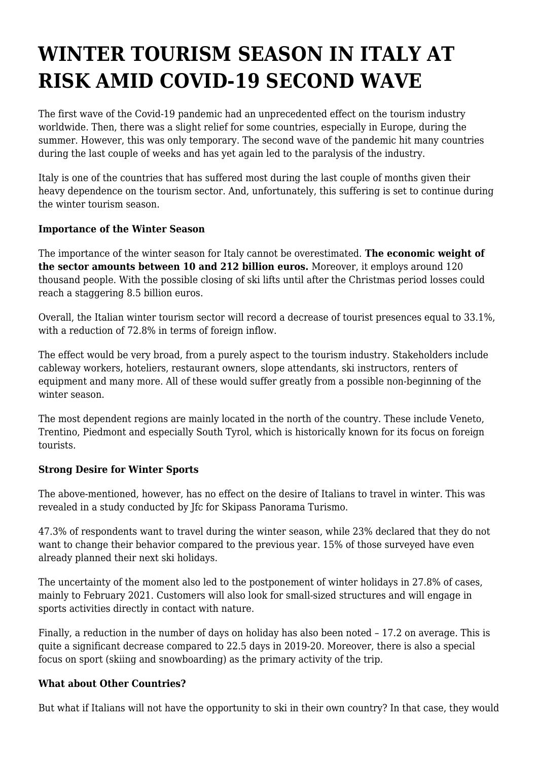# WINTER TOURISM SEASON IN ITALY AT RISK AMID COVID-19 SECOND WAVE

The first wave of the Covid-19 pandemic had an unprecedented effect on the tourism industry worldwide. Then, there was a slight relief for some countries, especially in Europe, during the summer. However, this was only temporary. The second wave of the pandemic hit many countries during the last couple of weeks and has yet again led to the paralysis of the industry.

Italy is one of the countries that has suffered most during the last couple of months given their heavy dependence on the tourism sector. And, unfortunately, this suffering is set to continue during the winter tourism season.

**Importance of the Winter Season**

The importance of the winter season for Italy cannot be overestimated. **The economic weight of the sector amounts between 10 and 212 billion euros.** Moreover, it employs around 120 thousand people. With the possible closing of ski lifts until after the Christmas period losses could reach a staggering 8.5 billion euros.

Overall, the Italian winter tourism sector will record a decrease of tourist presences equal to 33.1%, with a reduction of 72.8% in terms of foreign inflow.

The effect would be very broad, from a purely aspect to the tourism industry. Stakeholders include cableway workers, hoteliers, restaurant owners, slope attendants, ski instructors, renters of equipment and many more. All of these would suffer greatly from a possible non-beginning of the winter season.

The most dependent regions are mainly located in the north of the country. These include Veneto, Trentino, Piedmont and especially South Tyrol, which is historically known for its focus on foreign tourists.

**Strong Desire for Winter Sports**

The above-mentioned, however, has no effect on the desire of Italians to travel in winter. This was revealed in a study conducted by Jfc for Skipass Panorama Turismo.

47.3% of respondents want to travel during the winter season, while 23% declared that they do not want to change their behavior compared to the previous year. 15% of those surveyed have even already planned their next ski holidays.

The uncertainty of the moment also led to the postponement of winter holidays in 27.8% of cases, mainly to February 2021. Customers will also look for small-sized structures and will engage in sports activities directly in contact with nature.

Finally, a reduction in the number of days on holiday has also been noted – 17.2 on average. This is quite a significant decrease compared to 22.5 days in 2019-20. Moreover, there is also a special focus on sport (skiing and snowboarding) as the primary activity of the trip.

**What about Other Countries?**

But what if Italians will not have the opportunity to ski in their own country? In that case, they would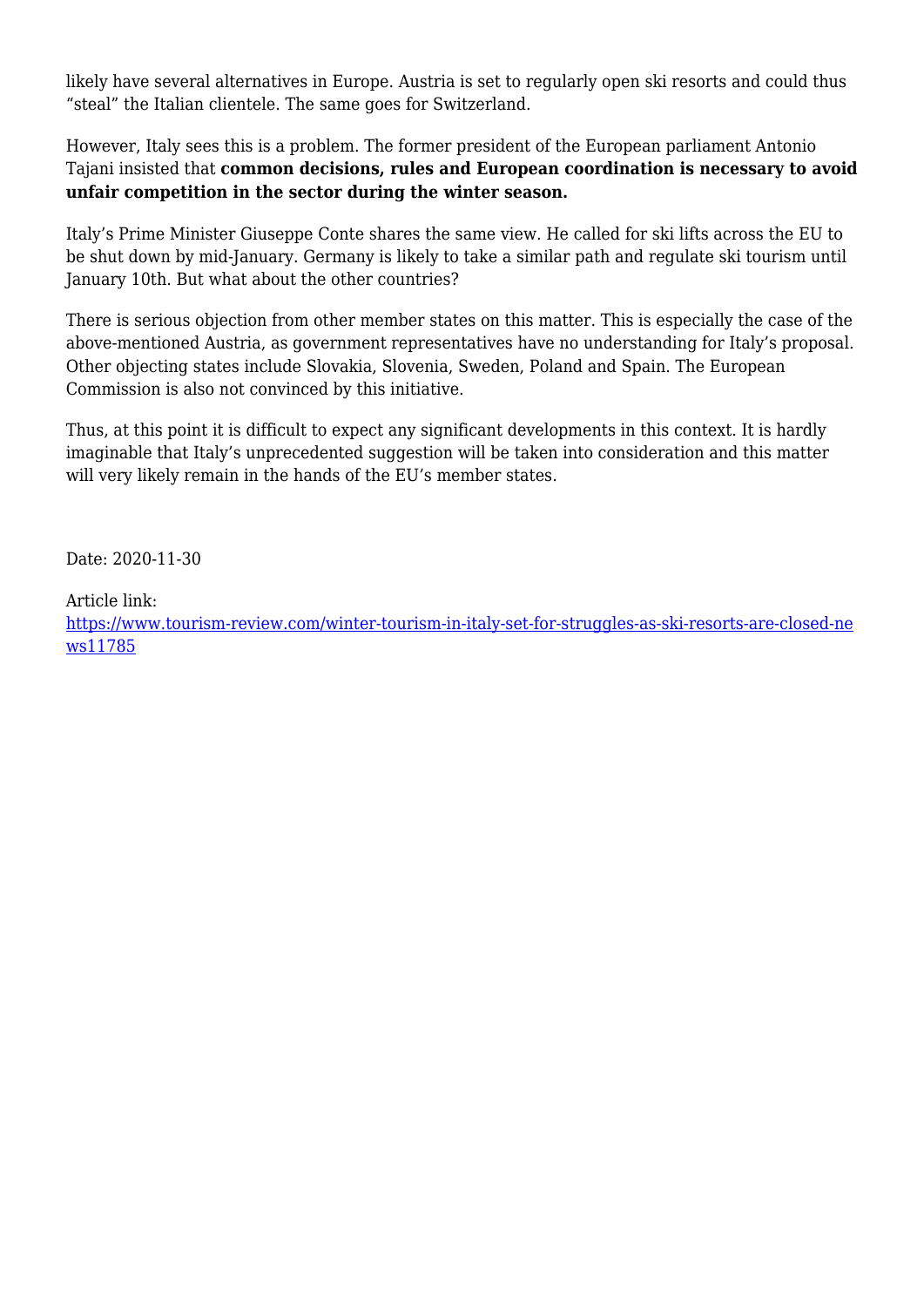likely have several alternatives in Europe. Austria is set to regularly open ski resorts and could thus "steal" the Italian clientele. The same goes for Switzerland.

However, Italy sees this is a problem. The former president of the European parliament Antonio Tajani insisted that **common decisions, rules and European coordination is necessary to avoid unfair competition in the sector during the winter season.**

Italy's Prime Minister Giuseppe Conte shares the same view. He called for ski lifts across the EU to be shut down by mid-January. Germany is likely to take a similar path and regulate ski tourism until January 10th. But what about the other countries?

There is serious objection from other member states on this matter. This is especially the case of the above-mentioned Austria, as government representatives have no understanding for Italy's proposal. Other objecting states include Slovakia, Slovenia, Sweden, Poland and Spain. The European Commission is also not convinced by this initiative.

Thus, at this point it is difficult to expect any significant developments in this context. It is hardly imaginable that Italy's unprecedented suggestion will be taken into consideration and this matter will very likely remain in the hands of the EU's member states.

Date: 2020-11-30

Article link:
[https://www.tourism-review.com/winter-tourism-in-italy-set-for-struggles-as-ski-resorts-are-closed-news11785](https://www.tourism-review.com/winter-tourism-in-italy-set-for-struggles-as-ski-resorts-are-closed-news11785)